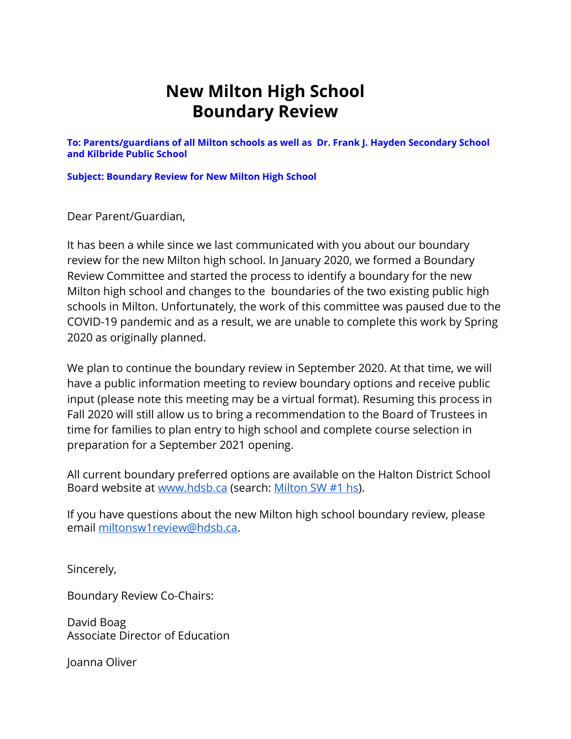# New Milton High School
# Boundary Review

**To: Parents/guardians of all Milton schools as well as Dr. Frank J. Hayden Secondary School and Kilbride Public School**

**Subject: Boundary Review for New Milton High School**

Dear Parent/Guardian,

It has been a while since we last communicated with you about our boundary review for the new Milton high school. In January 2020, we formed a Boundary Review Committee and started the process to identify a boundary for the new Milton high school and changes to the boundaries of the two existing public high schools in Milton. Unfortunately, the work of this committee was paused due to the COVID-19 pandemic and as a result, we are unable to complete this work by Spring 2020 as originally planned.

We plan to continue the boundary review in September 2020. At that time, we will have a public information meeting to review boundary options and receive public input (please note this meeting may be a virtual format). Resuming this process in Fall 2020 will still allow us to bring a recommendation to the Board of Trustees in time for families to plan entry to high school and complete course selection in preparation for a September 2021 opening.

All current boundary preferred options are available on the Halton District School Board website at [www.hdsb.ca](http://www.hdsb.ca) (search: [Milton SW #1 hs](#)).

If you have questions about the new Milton high school boundary review, please email [miltonsw1review@hdsb.ca](mailto:miltonsw1review@hdsb.ca).

Sincerely,

Boundary Review Co-Chairs:

David Boag
Associate Director of Education

Joanna Oliver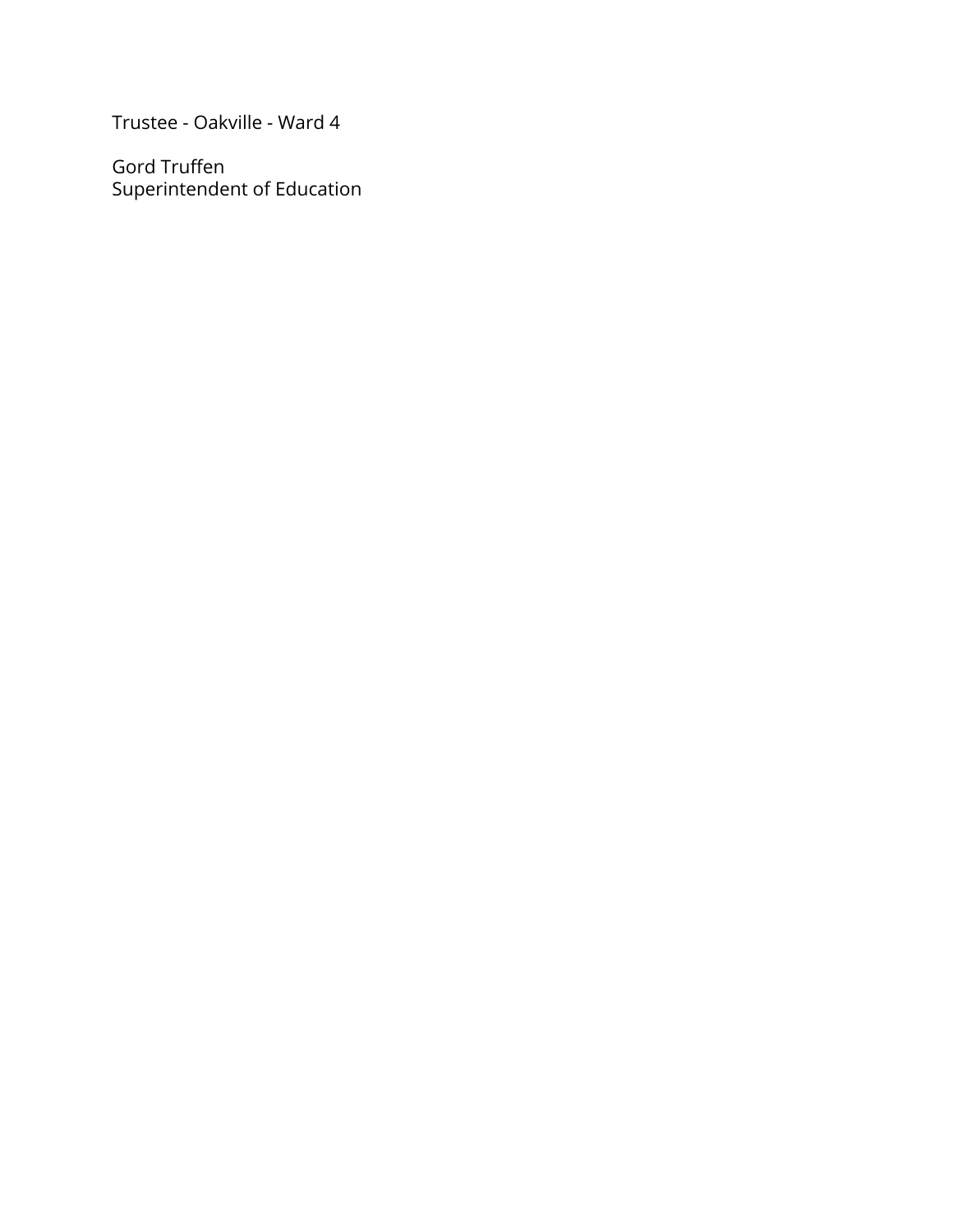Trustee - Oakville - Ward 4

Gord Truffen
Superintendent of Education